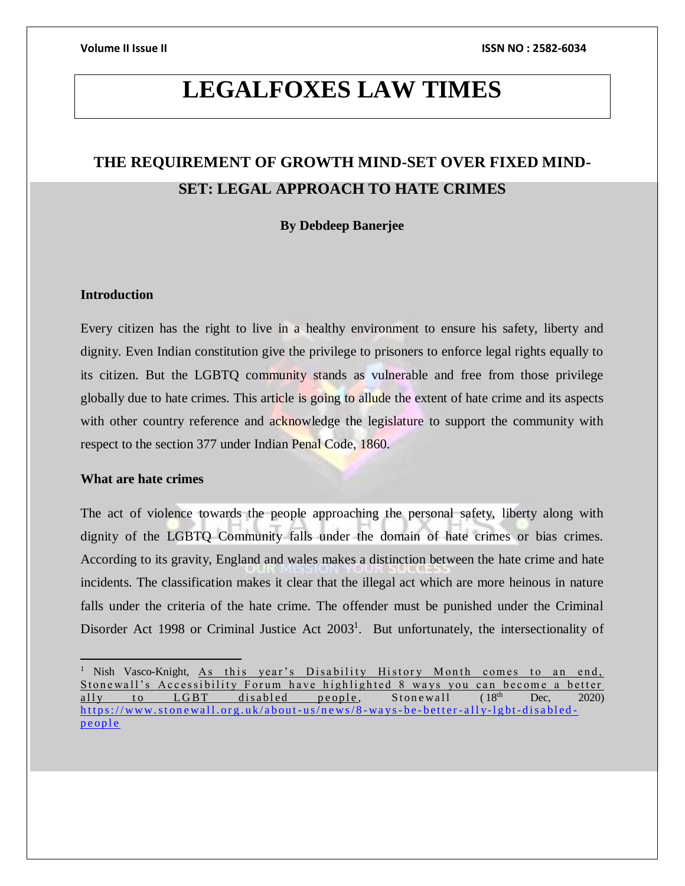# LEGALFOXES LAW TIMES

## THE REQUIREMENT OF GROWTH MIND-SET OVER FIXED MIND-SET: LEGAL APPROACH TO HATE CRIMES

**By Debdeep Banerjee**

### Introduction

Every citizen has the right to live in a healthy environment to ensure his safety, liberty and dignity. Even Indian constitution give the privilege to prisoners to enforce legal rights equally to its citizen. But the LGBTQ community stands as vulnerable and free from those privilege globally due to hate crimes. This article is going to allude the extent of hate crime and its aspects with other country reference and acknowledge the legislature to support the community with respect to the section 377 under Indian Penal Code, 1860.

### What are hate crimes

The act of violence towards the people approaching the personal safety, liberty along with dignity of the LGBTQ Community falls under the domain of hate crimes or bias crimes. According to its gravity, England and wales makes a distinction between the hate crime and hate incidents. The classification makes it clear that the illegal act which are more heinous in nature falls under the criteria of the hate crime. The offender must be punished under the Criminal Disorder Act 1998 or Criminal Justice Act 2003[1]. But unfortunately, the intersectionality of

---

[1] Nish Vasco-Knight, As this year's Disability History Month comes to an end, Stonewall's Accessibility Forum have highlighted 8 ways you can become a better ally to LGBT disabled people, Stonewall (18th Dec, 2020) https://www.stonewall.org.uk/about-us/news/8-ways-be-better-ally-lgbt-disabled-people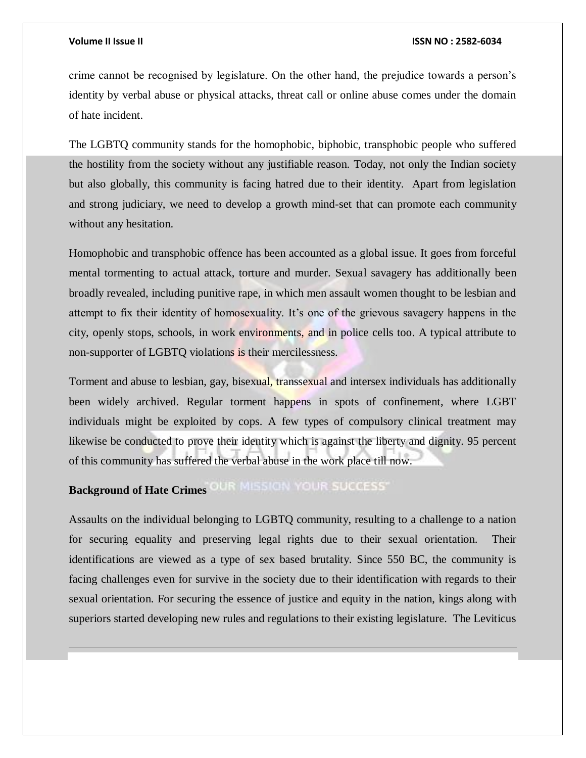crime cannot be recognised by legislature. On the other hand, the prejudice towards a person's identity by verbal abuse or physical attacks, threat call or online abuse comes under the domain of hate incident.

The LGBTQ community stands for the homophobic, biphobic, transphobic people who suffered the hostility from the society without any justifiable reason. Today, not only the Indian society but also globally, this community is facing hatred due to their identity. Apart from legislation and strong judiciary, we need to develop a growth mind-set that can promote each community without any hesitation.

Homophobic and transphobic offence has been accounted as a global issue. It goes from forceful mental tormenting to actual attack, torture and murder. Sexual savagery has additionally been broadly revealed, including punitive rape, in which men assault women thought to be lesbian and attempt to fix their identity of homosexuality. It's one of the grievous savagery happens in the city, openly stops, schools, in work environments, and in police cells too. A typical attribute to non-supporter of LGBTQ violations is their mercilessness.

Torment and abuse to lesbian, gay, bisexual, transsexual and intersex individuals has additionally been widely archived. Regular torment happens in spots of confinement, where LGBT individuals might be exploited by cops. A few types of compulsory clinical treatment may likewise be conducted to prove their identity which is against the liberty and dignity. 95 percent of this community has suffered the verbal abuse in the work place till now.

**Background of Hate Crimes**

Assaults on the individual belonging to LGBTQ community, resulting to a challenge to a nation for securing equality and preserving legal rights due to their sexual orientation. Their identifications are viewed as a type of sex based brutality. Since 550 BC, the community is facing challenges even for survive in the society due to their identification with regards to their sexual orientation. For securing the essence of justice and equity in the nation, kings along with superiors started developing new rules and regulations to their existing legislature. The Leviticus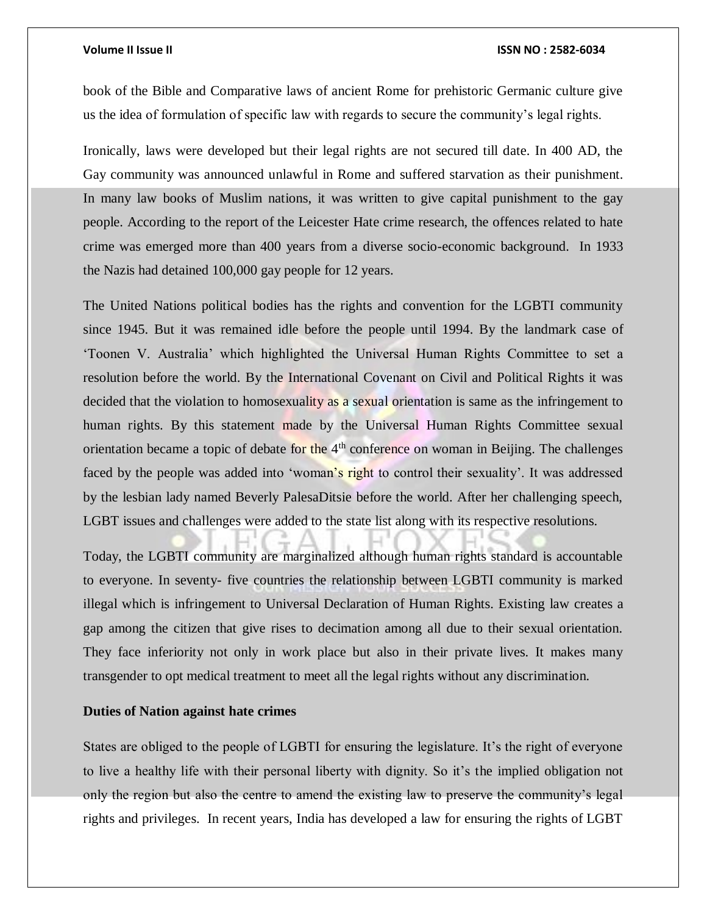book of the Bible and Comparative laws of ancient Rome for prehistoric Germanic culture give us the idea of formulation of specific law with regards to secure the community's legal rights.

Ironically, laws were developed but their legal rights are not secured till date. In 400 AD, the Gay community was announced unlawful in Rome and suffered starvation as their punishment. In many law books of Muslim nations, it was written to give capital punishment to the gay people. According to the report of the Leicester Hate crime research, the offences related to hate crime was emerged more than 400 years from a diverse socio-economic background. In 1933 the Nazis had detained 100,000 gay people for 12 years.

The United Nations political bodies has the rights and convention for the LGBTI community since 1945. But it was remained idle before the people until 1994. By the landmark case of 'Toonen V. Australia' which highlighted the Universal Human Rights Committee to set a resolution before the world. By the International Covenant on Civil and Political Rights it was decided that the violation to homosexuality as a sexual orientation is same as the infringement to human rights. By this statement made by the Universal Human Rights Committee sexual orientation became a topic of debate for the 4th conference on woman in Beijing. The challenges faced by the people was added into 'woman's right to control their sexuality'. It was addressed by the lesbian lady named Beverly PalesaDitsie before the world. After her challenging speech, LGBT issues and challenges were added to the state list along with its respective resolutions.

Today, the LGBTI community are marginalized although human rights standard is accountable to everyone. In seventy- five countries the relationship between LGBTI community is marked illegal which is infringement to Universal Declaration of Human Rights. Existing law creates a gap among the citizen that give rises to decimation among all due to their sexual orientation. They face inferiority not only in work place but also in their private lives. It makes many transgender to opt medical treatment to meet all the legal rights without any discrimination.

**Duties of Nation against hate crimes**

States are obliged to the people of LGBTI for ensuring the legislature. It's the right of everyone to live a healthy life with their personal liberty with dignity. So it's the implied obligation not only the region but also the centre to amend the existing law to preserve the community's legal rights and privileges. In recent years, India has developed a law for ensuring the rights of LGBT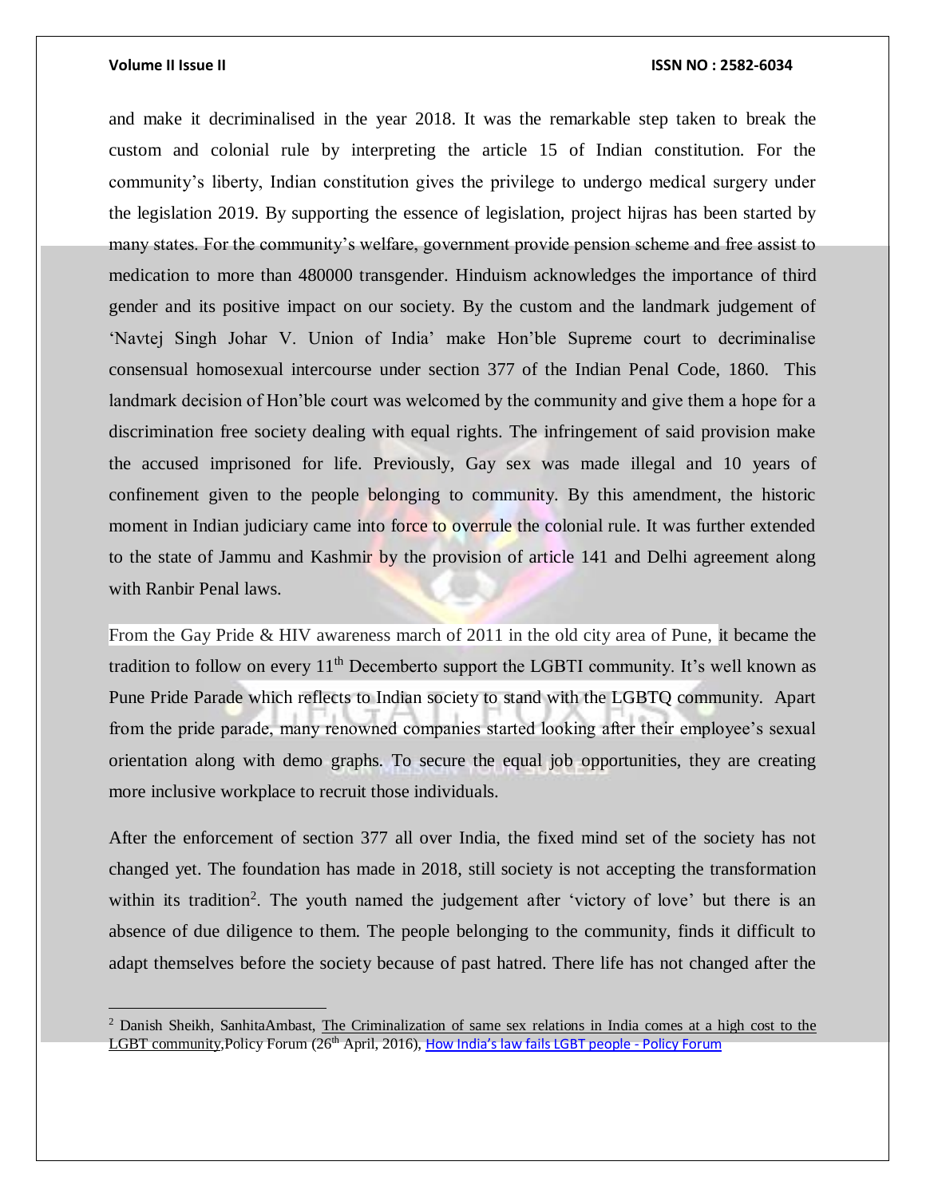and make it decriminalised in the year 2018. It was the remarkable step taken to break the custom and colonial rule by interpreting the article 15 of Indian constitution. For the community's liberty, Indian constitution gives the privilege to undergo medical surgery under the legislation 2019. By supporting the essence of legislation, project hijras has been started by many states. For the community's welfare, government provide pension scheme and free assist to medication to more than 480000 transgender. Hinduism acknowledges the importance of third gender and its positive impact on our society. By the custom and the landmark judgement of 'Navtej Singh Johar V. Union of India' make Hon'ble Supreme court to decriminalise consensual homosexual intercourse under section 377 of the Indian Penal Code, 1860. This landmark decision of Hon'ble court was welcomed by the community and give them a hope for a discrimination free society dealing with equal rights. The infringement of said provision make the accused imprisoned for life. Previously, Gay sex was made illegal and 10 years of confinement given to the people belonging to community. By this amendment, the historic moment in Indian judiciary came into force to overrule the colonial rule. It was further extended to the state of Jammu and Kashmir by the provision of article 141 and Delhi agreement along with Ranbir Penal laws.

From the Gay Pride & HIV awareness march of 2011 in the old city area of Pune, it became the tradition to follow on every 11th Decemberto support the LGBTI community. It's well known as Pune Pride Parade which reflects to Indian society to stand with the LGBTQ community. Apart from the pride parade, many renowned companies started looking after their employee's sexual orientation along with demo graphs. To secure the equal job opportunities, they are creating more inclusive workplace to recruit those individuals.

After the enforcement of section 377 all over India, the fixed mind set of the society has not changed yet. The foundation has made in 2018, still society is not accepting the transformation within its tradition[2]. The youth named the judgement after 'victory of love' but there is an absence of due diligence to them. The people belonging to the community, finds it difficult to adapt themselves before the society because of past hatred. There life has not changed after the

---

[2] Danish Sheikh, SanhitaAmbast, The Criminalization of same sex relations in India comes at a high cost to the LGBT community,Policy Forum (26th April, 2016), How India's law fails LGBT people - Policy Forum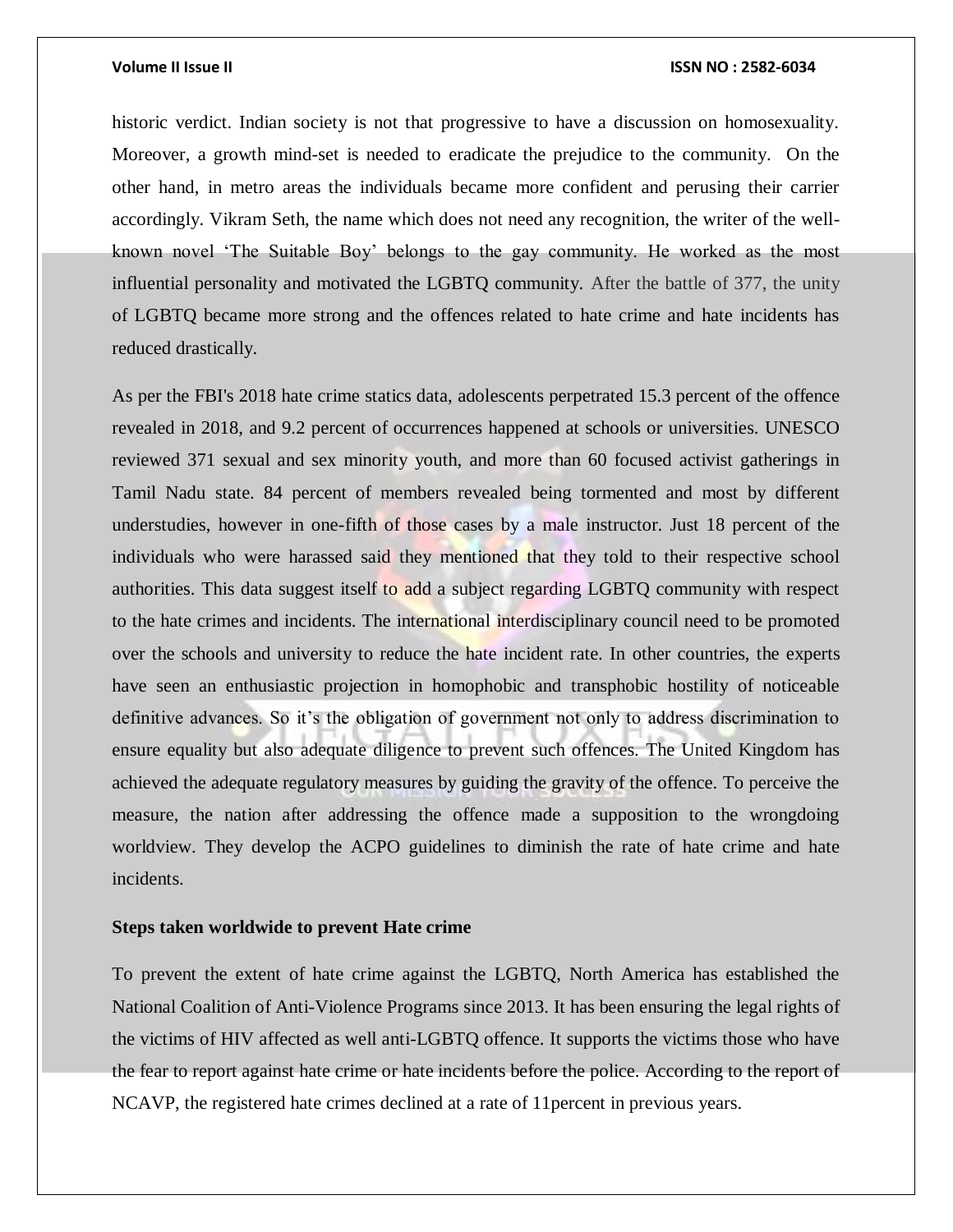historic verdict. Indian society is not that progressive to have a discussion on homosexuality. Moreover, a growth mind-set is needed to eradicate the prejudice to the community. On the other hand, in metro areas the individuals became more confident and perusing their carrier accordingly. Vikram Seth, the name which does not need any recognition, the writer of the well-known novel 'The Suitable Boy' belongs to the gay community. He worked as the most influential personality and motivated the LGBTQ community. After the battle of 377, the unity of LGBTQ became more strong and the offences related to hate crime and hate incidents has reduced drastically.

As per the FBI's 2018 hate crime statics data, adolescents perpetrated 15.3 percent of the offence revealed in 2018, and 9.2 percent of occurrences happened at schools or universities. UNESCO reviewed 371 sexual and sex minority youth, and more than 60 focused activist gatherings in Tamil Nadu state. 84 percent of members revealed being tormented and most by different understudies, however in one-fifth of those cases by a male instructor. Just 18 percent of the individuals who were harassed said they mentioned that they told to their respective school authorities. This data suggest itself to add a subject regarding LGBTQ community with respect to the hate crimes and incidents. The international interdisciplinary council need to be promoted over the schools and university to reduce the hate incident rate. In other countries, the experts have seen an enthusiastic projection in homophobic and transphobic hostility of noticeable definitive advances. So it's the obligation of government not only to address discrimination to ensure equality but also adequate diligence to prevent such offences. The United Kingdom has achieved the adequate regulatory measures by guiding the gravity of the offence. To perceive the measure, the nation after addressing the offence made a supposition to the wrongdoing worldview. They develop the ACPO guidelines to diminish the rate of hate crime and hate incidents.

**Steps taken worldwide to prevent Hate crime**

To prevent the extent of hate crime against the LGBTQ, North America has established the National Coalition of Anti-Violence Programs since 2013. It has been ensuring the legal rights of the victims of HIV affected as well anti-LGBTQ offence. It supports the victims those who have the fear to report against hate crime or hate incidents before the police. According to the report of NCAVP, the registered hate crimes declined at a rate of 11percent in previous years.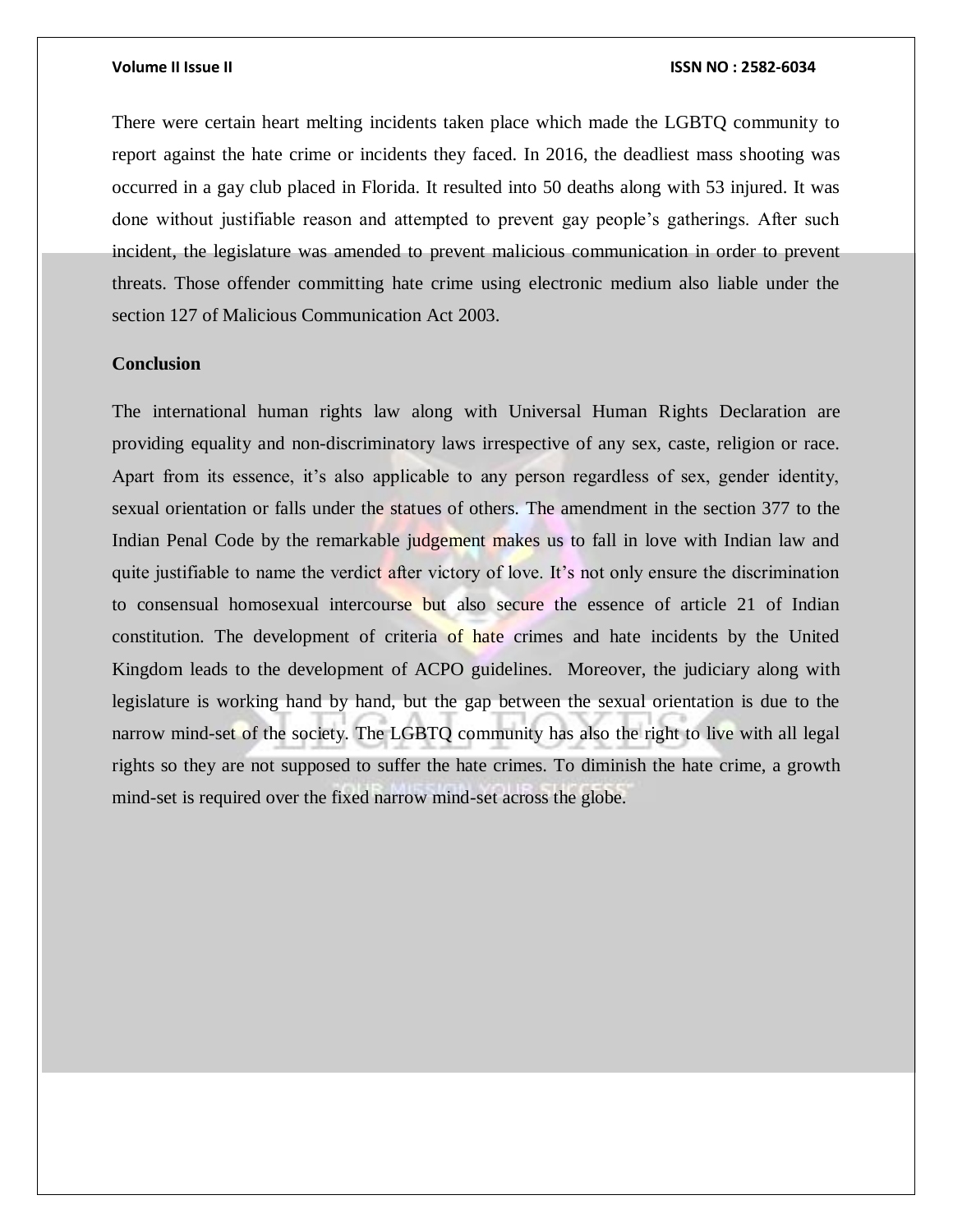There were certain heart melting incidents taken place which made the LGBTQ community to report against the hate crime or incidents they faced. In 2016, the deadliest mass shooting was occurred in a gay club placed in Florida. It resulted into 50 deaths along with 53 injured. It was done without justifiable reason and attempted to prevent gay people's gatherings. After such incident, the legislature was amended to prevent malicious communication in order to prevent threats. Those offender committing hate crime using electronic medium also liable under the section 127 of Malicious Communication Act 2003.

**Conclusion**

The international human rights law along with Universal Human Rights Declaration are providing equality and non-discriminatory laws irrespective of any sex, caste, religion or race. Apart from its essence, it's also applicable to any person regardless of sex, gender identity, sexual orientation or falls under the statues of others. The amendment in the section 377 to the Indian Penal Code by the remarkable judgement makes us to fall in love with Indian law and quite justifiable to name the verdict after victory of love. It's not only ensure the discrimination to consensual homosexual intercourse but also secure the essence of article 21 of Indian constitution. The development of criteria of hate crimes and hate incidents by the United Kingdom leads to the development of ACPO guidelines. Moreover, the judiciary along with legislature is working hand by hand, but the gap between the sexual orientation is due to the narrow mind-set of the society. The LGBTQ community has also the right to live with all legal rights so they are not supposed to suffer the hate crimes. To diminish the hate crime, a growth mind-set is required over the fixed narrow mind-set across the globe.